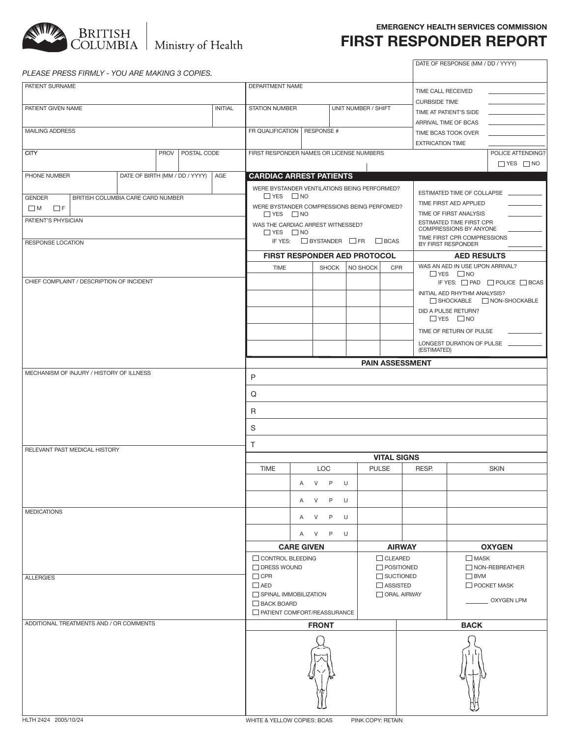# EMERGENCY HEALTH SERVICES COMMISSION
# FIRST RESPONDER REPORT

British Columbia | Ministry of Health

*PLEASE PRESS FIRMLY - YOU ARE MAKING 3 COPIES.*

DATE OF RESPONSE (MM / DD / YYYY)

| | |
|---|---|
| PATIENT SURNAME | |
| PATIENT GIVEN NAME | INITIAL |
| MAILING ADDRESS | |
| CITY | PROV / POSTAL CODE |
| PHONE NUMBER | DATE OF BIRTH (MM / DD / YYYY) / AGE |
| GENDER ☐ M ☐ F | BRITISH COLUMBIA CARE CARD NUMBER |
| PATIENT'S PHYSICIAN | |
| RESPONSE LOCATION | |

| | |
|---|---|
| DEPARTMENT NAME | |
| STATION NUMBER | UNIT NUMBER / SHIFT |
| FR QUALIFICATION | RESPONSE # |
| FIRST RESPONDER NAMES OR LICENSE NUMBERS | POLICE ATTENDING? ☐ YES ☐ NO |

TIME CALL RECEIVED ______
CURBSIDE TIME ______
TIME AT PATIENT'S SIDE ______
ARRIVAL TIME OF BCAS ______
TIME BCAS TOOK OVER ______
EXTRICATION TIME ______

CHIEF COMPLAINT / DESCRIPTION OF INCIDENT

MECHANISM OF INJURY / HISTORY OF ILLNESS

RELEVANT PAST MEDICAL HISTORY

MEDICATIONS

ALLERGIES

ADDITIONAL TREATMENTS AND / OR COMMENTS

## CARDIAC ARREST PATIENTS

WERE BYSTANDER VENTILATIONS BEING PERFORMED? ☐ YES ☐ NO

WERE BYSTANDER COMPRESSIONS BEING PERFOMED? ☐ YES ☐ NO

WAS THE CARDIAC ARREST WITNESSED? ☐ YES ☐ NO
IF YES: ☐ BYSTANDER ☐ FR ☐ BCAS

ESTIMATED TIME OF COLLAPSE ______
TIME FIRST AED APPLIED ______
TIME OF FIRST ANALYSIS ______
ESTIMATED TIME FIRST CPR COMPRESSIONS BY ANYONE ______
TIME FIRST CPR COMPRESSIONS BY FIRST RESPONDER ______

### FIRST RESPONDER AED PROTOCOL

| TIME | SHOCK | NO SHOCK | CPR |
|---|---|---|---|
| | | | |
| | | | |
| | | | |
| | | | |
| | | | |

### AED RESULTS

WAS AN AED IN USE UPON ARRIVAL? ☐ YES ☐ NO
IF YES: ☐ PAD ☐ POLICE ☐ BCAS

INITIAL AED RHYTHM ANALYSIS? ☐ SHOCKABLE ☐ NON-SHOCKABLE

DID A PULSE RETURN? ☐ YES ☐ NO

TIME OF RETURN OF PULSE ______

LONGEST DURATION OF PULSE (ESTIMATED) ______

## PAIN ASSESSMENT

P

Q

R

S

T

## VITAL SIGNS

| TIME | LOC | PULSE | RESP. | SKIN |
|---|---|---|---|---|
| | A V P U | | | |
| | A V P U | | | |
| | A V P U | | | |
| | A V P U | | | |

| CARE GIVEN | AIRWAY | OXYGEN |
|---|---|---|
| ☐ CONTROL BLEEDING | ☐ CLEARED | ☐ MASK |
| ☐ DRESS WOUND | ☐ POSITIONED | ☐ NON-REBREATHER |
| ☐ CPR | ☐ SUCTIONED | ☐ BVM |
| ☐ AED | ☐ ASSISTED | ☐ POCKET MASK |
| ☐ SPINAL IMMOBILIZATION | ☐ ORAL AIRWAY | ______ OXYGEN LPM |
| ☐ BACK BOARD | | |
| ☐ PATIENT COMFORT/REASSURANCE | | |

| FRONT | BACK |
|---|---|
| | |

HLTH 2424 2005/10/24

WHITE & YELLOW COPIES: BCAS    PINK COPY: RETAIN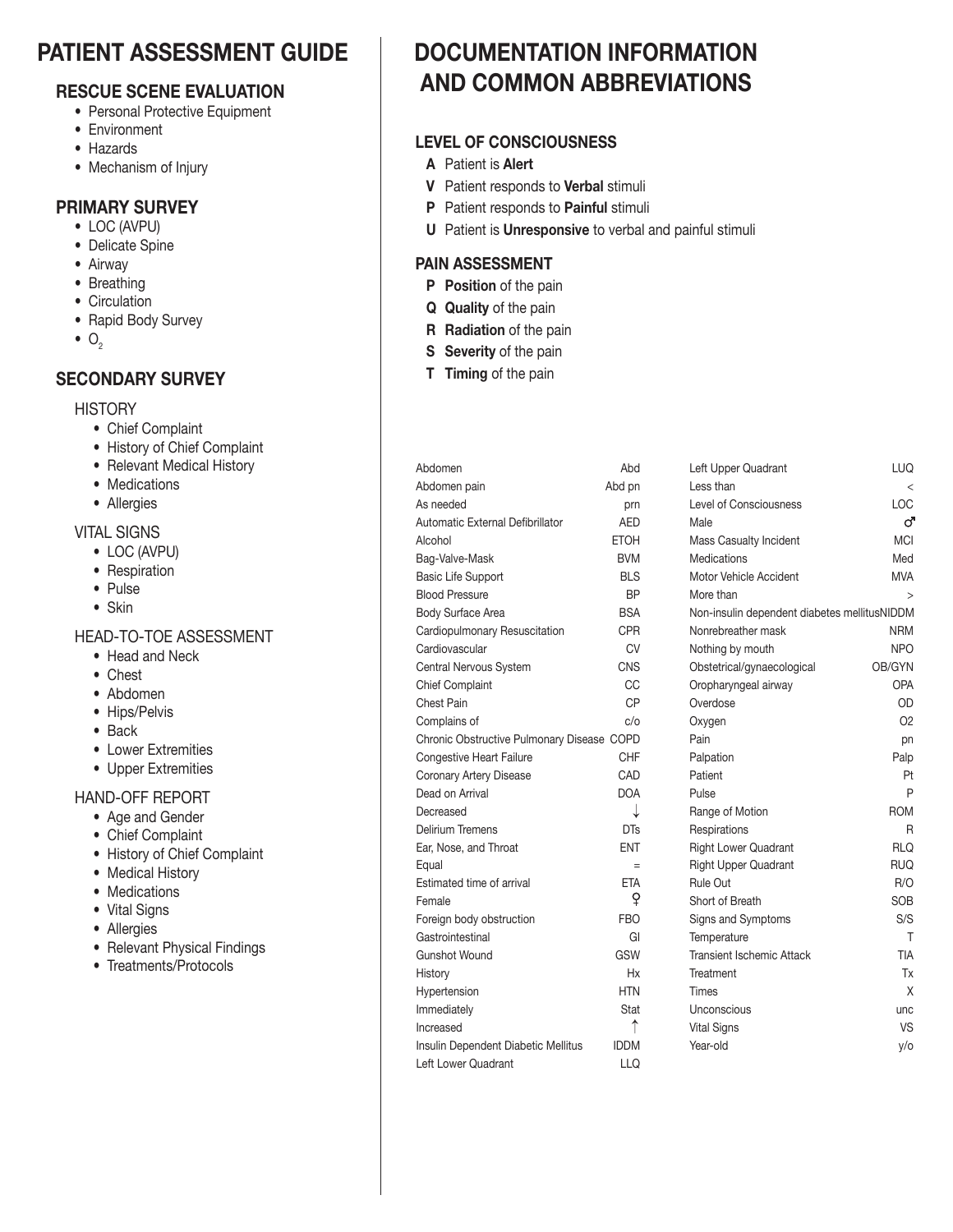# PATIENT ASSESSMENT GUIDE

## RESCUE SCENE EVALUATION

- Personal Protective Equipment
- Environment
- Hazards
- Mechanism of Injury

## PRIMARY SURVEY

- LOC (AVPU)
- Delicate Spine
- Airway
- Breathing
- Circulation
- Rapid Body Survey
- $O_2$

## SECONDARY SURVEY

### HISTORY

- Chief Complaint
- History of Chief Complaint
- Relevant Medical History
- Medications
- Allergies

### VITAL SIGNS

- LOC (AVPU)
- Respiration
- Pulse
- Skin

### HEAD-TO-TOE ASSESSMENT

- Head and Neck
- Chest
- Abdomen
- Hips/Pelvis
- Back
- Lower Extremities
- Upper Extremities

### HAND-OFF REPORT

- Age and Gender
- Chief Complaint
- History of Chief Complaint
- Medical History
- Medications
- Vital Signs
- Allergies
- Relevant Physical Findings
- Treatments/Protocols

# DOCUMENTATION INFORMATION AND COMMON ABBREVIATIONS

## LEVEL OF CONSCIOUSNESS

**A** Patient is **Alert**
**V** Patient responds to **Verbal** stimuli
**P** Patient responds to **Painful** stimuli
**U** Patient is **Unresponsive** to verbal and painful stimuli

## PAIN ASSESSMENT

**P** **Position** of the pain
**Q** **Quality** of the pain
**R** **Radiation** of the pain
**S** **Severity** of the pain
**T** **Timing** of the pain

| | |
|---|---|
| Abdomen | Abd |
| Abdomen pain | Abd pn |
| As needed | prn |
| Automatic External Defibrillator | AED |
| Alcohol | ETOH |
| Bag-Valve-Mask | BVM |
| Basic Life Support | BLS |
| Blood Pressure | BP |
| Body Surface Area | BSA |
| Cardiopulmonary Resuscitation | CPR |
| Cardiovascular | CV |
| Central Nervous System | CNS |
| Chief Complaint | CC |
| Chest Pain | CP |
| Complains of | c/o |
| Chronic Obstructive Pulmonary Disease | COPD |
| Congestive Heart Failure | CHF |
| Coronary Artery Disease | CAD |
| Dead on Arrival | DOA |
| Decreased | ↓ |
| Delirium Tremens | DTs |
| Ear, Nose, and Throat | ENT |
| Equal | = |
| Estimated time of arrival | ETA |
| Female | ♀ |
| Foreign body obstruction | FBO |
| Gastrointestinal | GI |
| Gunshot Wound | GSW |
| History | Hx |
| Hypertension | HTN |
| Immediately | Stat |
| Increased | ↑ |
| Insulin Dependent Diabetic Mellitus | IDDM |
| Left Lower Quadrant | LLQ |
| Left Upper Quadrant | LUQ |
| Less than | < |
| Level of Consciousness | LOC |
| Male | ♂ |
| Mass Casualty Incident | MCI |
| Medications | Med |
| Motor Vehicle Accident | MVA |
| More than | > |
| Non-insulin dependent diabetes mellitus | NIDDM |
| Nonrebreather mask | NRM |
| Nothing by mouth | NPO |
| Obstetrical/gynaecological | OB/GYN |
| Oropharyngeal airway | OPA |
| Overdose | OD |
| Oxygen | O2 |
| Pain | pn |
| Palpation | Palp |
| Patient | Pt |
| Pulse | P |
| Range of Motion | ROM |
| Respirations | R |
| Right Lower Quadrant | RLQ |
| Right Upper Quadrant | RUQ |
| Rule Out | R/O |
| Short of Breath | SOB |
| Signs and Symptoms | S/S |
| Temperature | T |
| Transient Ischemic Attack | TIA |
| Treatment | Tx |
| Times | X |
| Unconscious | unc |
| Vital Signs | VS |
| Year-old | y/o |